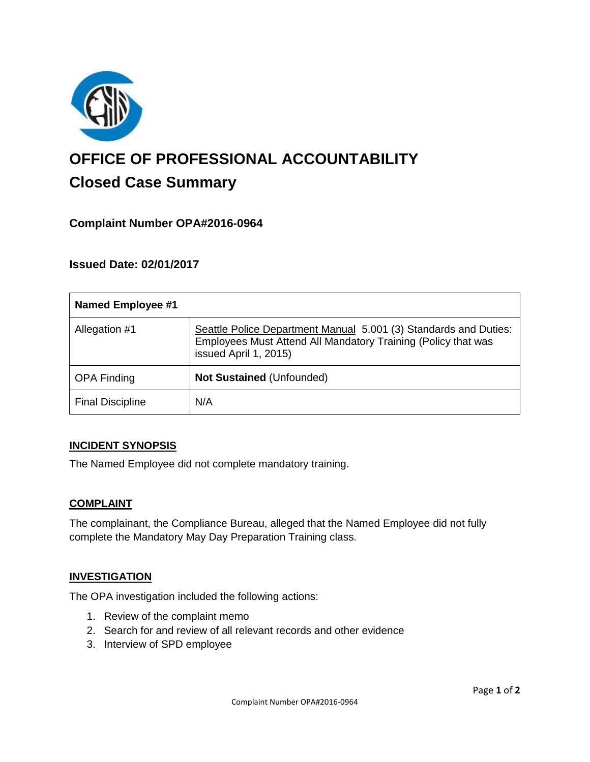# OFFICE OF PROFESSIONAL ACCOUNTABILITY

## Closed Case Summary

### Complaint Number OPA#2016-0964

### Issued Date: 02/01/2017

| Named Employee #1 | |
|---|---|
| Allegation #1 | Seattle Police Department Manual 5.001 (3) Standards and Duties: Employees Must Attend All Mandatory Training (Policy that was issued April 1, 2015) |
| OPA Finding | **Not Sustained** (Unfounded) |
| Final Discipline | N/A |

**INCIDENT SYNOPSIS**

The Named Employee did not complete mandatory training.

**COMPLAINT**

The complainant, the Compliance Bureau, alleged that the Named Employee did not fully complete the Mandatory May Day Preparation Training class.

**INVESTIGATION**

The OPA investigation included the following actions:

1. Review of the complaint memo
2. Search for and review of all relevant records and other evidence
3. Interview of SPD employee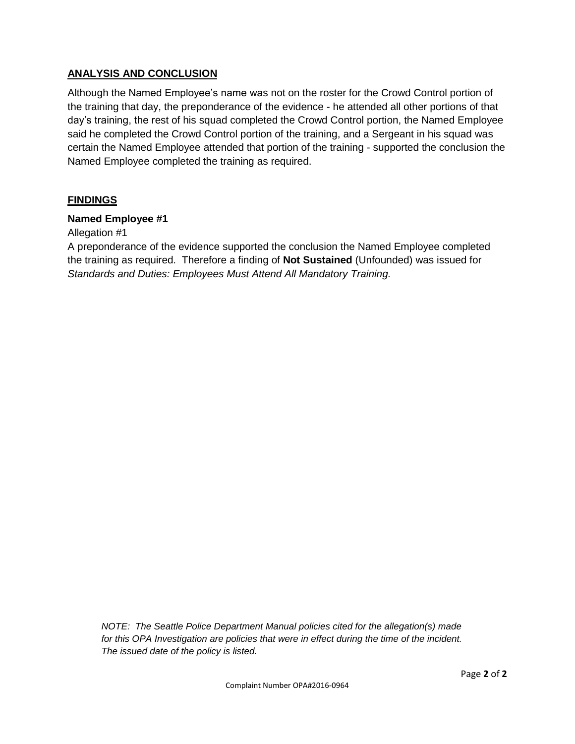## ANALYSIS AND CONCLUSION

Although the Named Employee's name was not on the roster for the Crowd Control portion of the training that day, the preponderance of the evidence - he attended all other portions of that day's training, the rest of his squad completed the Crowd Control portion, the Named Employee said he completed the Crowd Control portion of the training, and a Sergeant in his squad was certain the Named Employee attended that portion of the training - supported the conclusion the Named Employee completed the training as required.

## FINDINGS

**Named Employee #1**

Allegation #1

A preponderance of the evidence supported the conclusion the Named Employee completed the training as required. Therefore a finding of **Not Sustained** (Unfounded) was issued for *Standards and Duties: Employees Must Attend All Mandatory Training.*

*NOTE: The Seattle Police Department Manual policies cited for the allegation(s) made for this OPA Investigation are policies that were in effect during the time of the incident. The issued date of the policy is listed.*

Complaint Number OPA#2016-0964